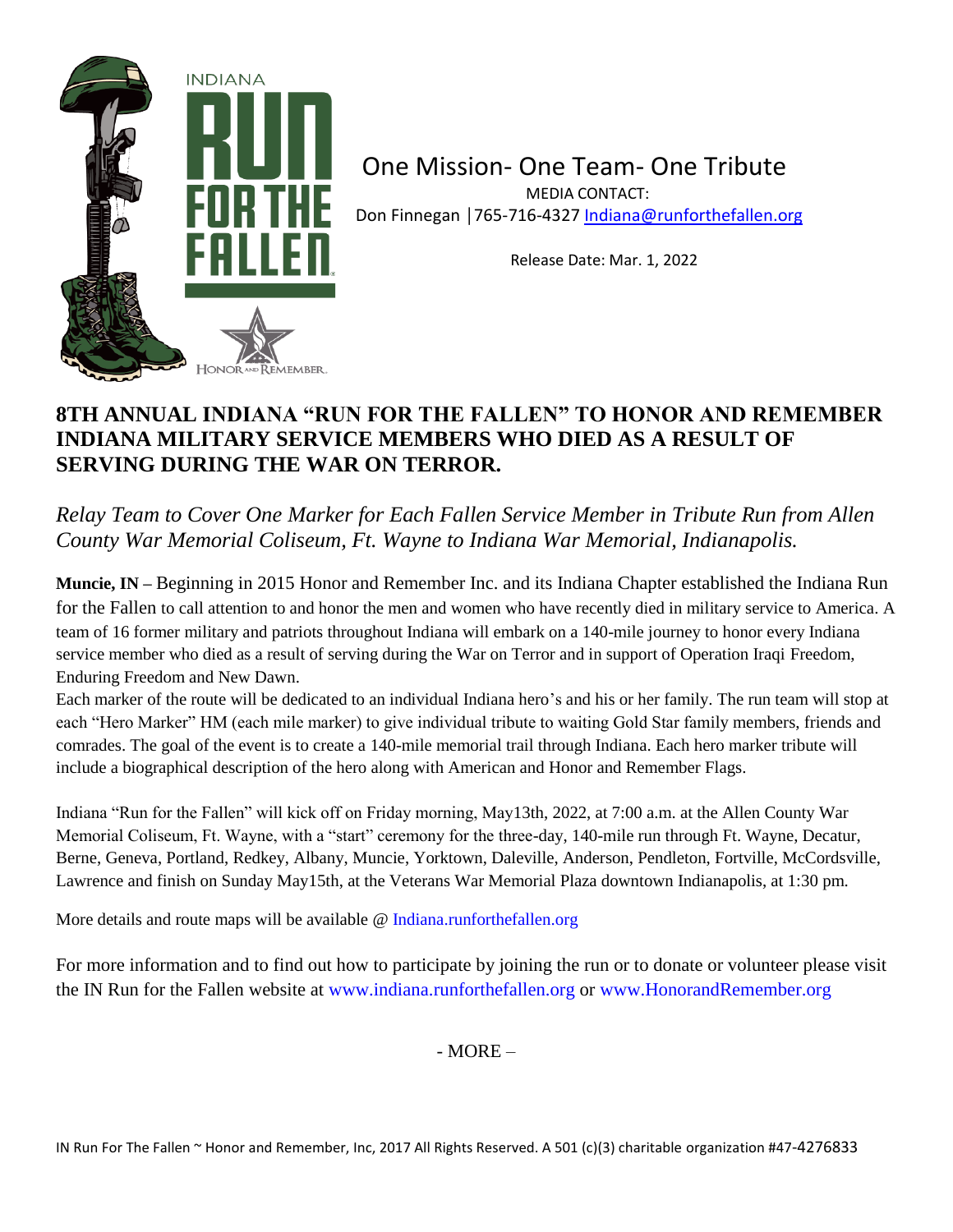INDIANA RUN FOR THE FALLEN

HONOR AND REMEMBER

One Mission- One Team- One Tribute

MEDIA CONTACT:
Don Finnegan │765-716-4327 Indiana@runforthefallen.org

Release Date: Mar. 1, 2022

# 8TH ANNUAL INDIANA "RUN FOR THE FALLEN" TO HONOR AND REMEMBER INDIANA MILITARY SERVICE MEMBERS WHO DIED AS A RESULT OF SERVING DURING THE WAR ON TERROR.

*Relay Team to Cover One Marker for Each Fallen Service Member in Tribute Run from Allen County War Memorial Coliseum, Ft. Wayne to Indiana War Memorial, Indianapolis.*

**Muncie, IN –** Beginning in 2015 Honor and Remember Inc. and its Indiana Chapter established the Indiana Run for the Fallen to call attention to and honor the men and women who have recently died in military service to America. A team of 16 former military and patriots throughout Indiana will embark on a 140-mile journey to honor every Indiana service member who died as a result of serving during the War on Terror and in support of Operation Iraqi Freedom, Enduring Freedom and New Dawn.
Each marker of the route will be dedicated to an individual Indiana hero's and his or her family. The run team will stop at each "Hero Marker" HM (each mile marker) to give individual tribute to waiting Gold Star family members, friends and comrades. The goal of the event is to create a 140-mile memorial trail through Indiana. Each hero marker tribute will include a biographical description of the hero along with American and Honor and Remember Flags.

Indiana "Run for the Fallen" will kick off on Friday morning, May13th, 2022, at 7:00 a.m. at the Allen County War Memorial Coliseum, Ft. Wayne, with a "start" ceremony for the three-day, 140-mile run through Ft. Wayne, Decatur, Berne, Geneva, Portland, Redkey, Albany, Muncie, Yorktown, Daleville, Anderson, Pendleton, Fortville, McCordsville, Lawrence and finish on Sunday May15th, at the Veterans War Memorial Plaza downtown Indianapolis, at 1:30 pm.

More details and route maps will be available @ Indiana.runforthefallen.org

For more information and to find out how to participate by joining the run or to donate or volunteer please visit the IN Run for the Fallen website at www.indiana.runforthefallen.org or www.HonorandRemember.org

- MORE –

IN Run For The Fallen ~ Honor and Remember, Inc, 2017 All Rights Reserved. A 501 (c)(3) charitable organization #47-4276833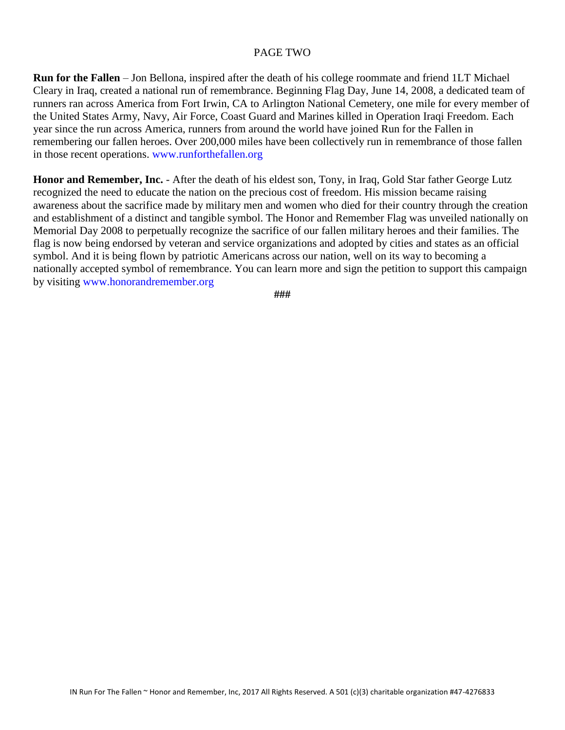PAGE TWO

**Run for the Fallen** – Jon Bellona, inspired after the death of his college roommate and friend 1LT Michael Cleary in Iraq, created a national run of remembrance. Beginning Flag Day, June 14, 2008, a dedicated team of runners ran across America from Fort Irwin, CA to Arlington National Cemetery, one mile for every member of the United States Army, Navy, Air Force, Coast Guard and Marines killed in Operation Iraqi Freedom. Each year since the run across America, runners from around the world have joined Run for the Fallen in remembering our fallen heroes. Over 200,000 miles have been collectively run in remembrance of those fallen in those recent operations. www.runforthefallen.org

**Honor and Remember, Inc.** - After the death of his eldest son, Tony, in Iraq, Gold Star father George Lutz recognized the need to educate the nation on the precious cost of freedom. His mission became raising awareness about the sacrifice made by military men and women who died for their country through the creation and establishment of a distinct and tangible symbol. The Honor and Remember Flag was unveiled nationally on Memorial Day 2008 to perpetually recognize the sacrifice of our fallen military heroes and their families. The flag is now being endorsed by veteran and service organizations and adopted by cities and states as an official symbol. And it is being flown by patriotic Americans across our nation, well on its way to becoming a nationally accepted symbol of remembrance. You can learn more and sign the petition to support this campaign by visiting www.honorandremember.org

###

IN Run For The Fallen ~ Honor and Remember, Inc, 2017 All Rights Reserved. A 501 (c)(3) charitable organization #47-4276833